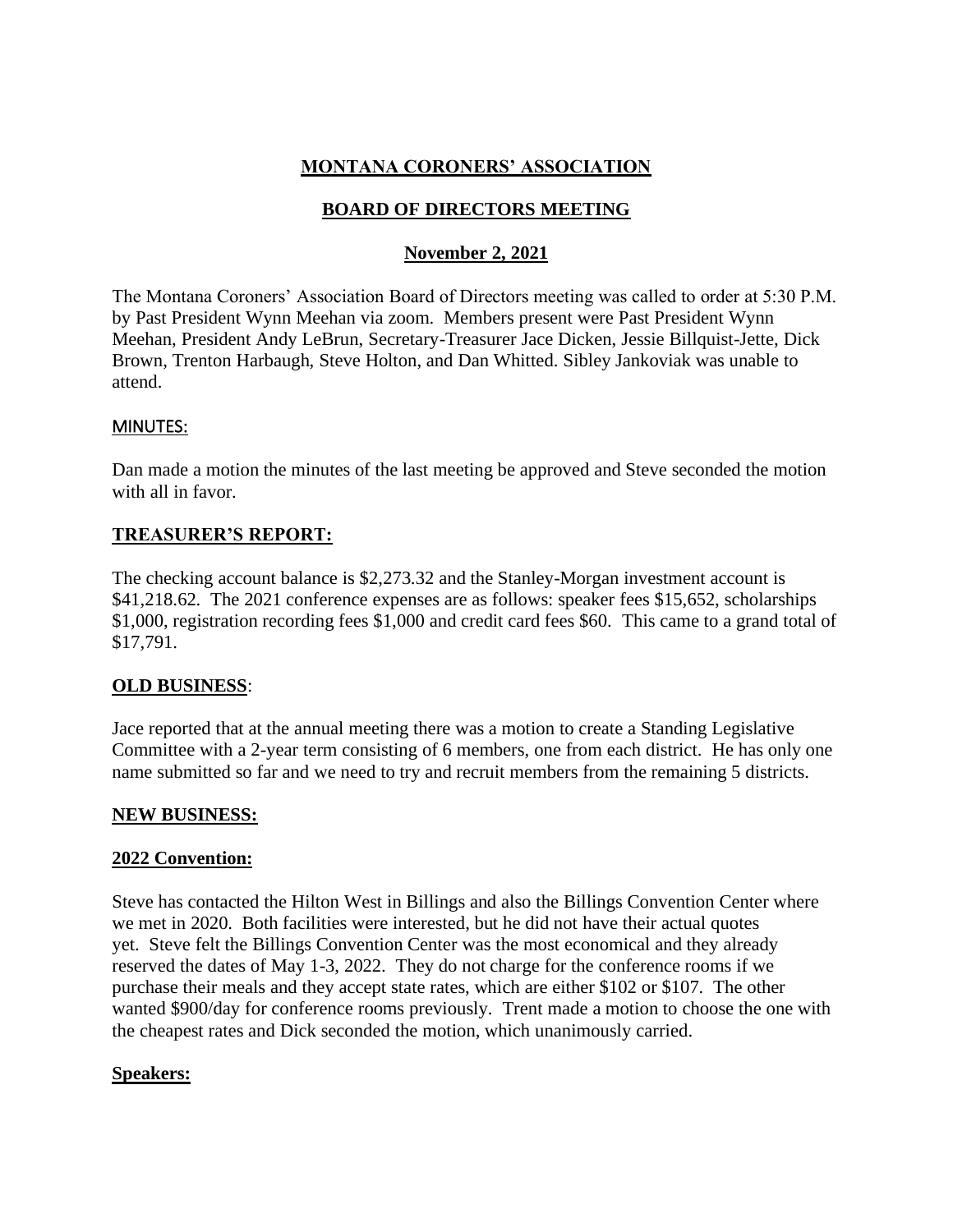# MONTANA CORONERS' ASSOCIATION

## BOARD OF DIRECTORS MEETING

### November 2, 2021

The Montana Coroners' Association Board of Directors meeting was called to order at 5:30 P.M. by Past President Wynn Meehan via zoom. Members present were Past President Wynn Meehan, President Andy LeBrun, Secretary-Treasurer Jace Dicken, Jessie Billquist-Jette, Dick Brown, Trenton Harbaugh, Steve Holton, and Dan Whitted. Sibley Jankoviak was unable to attend.

## MINUTES:

Dan made a motion the minutes of the last meeting be approved and Steve seconded the motion with all in favor.

## TREASURER'S REPORT:

The checking account balance is $2,273.32 and the Stanley-Morgan investment account is $41,218.62. The 2021 conference expenses are as follows: speaker fees $15,652, scholarships $1,000, registration recording fees $1,000 and credit card fees $60. This came to a grand total of $17,791.

## OLD BUSINESS:

Jace reported that at the annual meeting there was a motion to create a Standing Legislative Committee with a 2-year term consisting of 6 members, one from each district. He has only one name submitted so far and we need to try and recruit members from the remaining 5 districts.

## NEW BUSINESS:

### 2022 Convention:

Steve has contacted the Hilton West in Billings and also the Billings Convention Center where we met in 2020. Both facilities were interested, but he did not have their actual quotes yet. Steve felt the Billings Convention Center was the most economical and they already reserved the dates of May 1-3, 2022. They do not charge for the conference rooms if we purchase their meals and they accept state rates, which are either $102 or $107. The other wanted $900/day for conference rooms previously. Trent made a motion to choose the one with the cheapest rates and Dick seconded the motion, which unanimously carried.

### Speakers: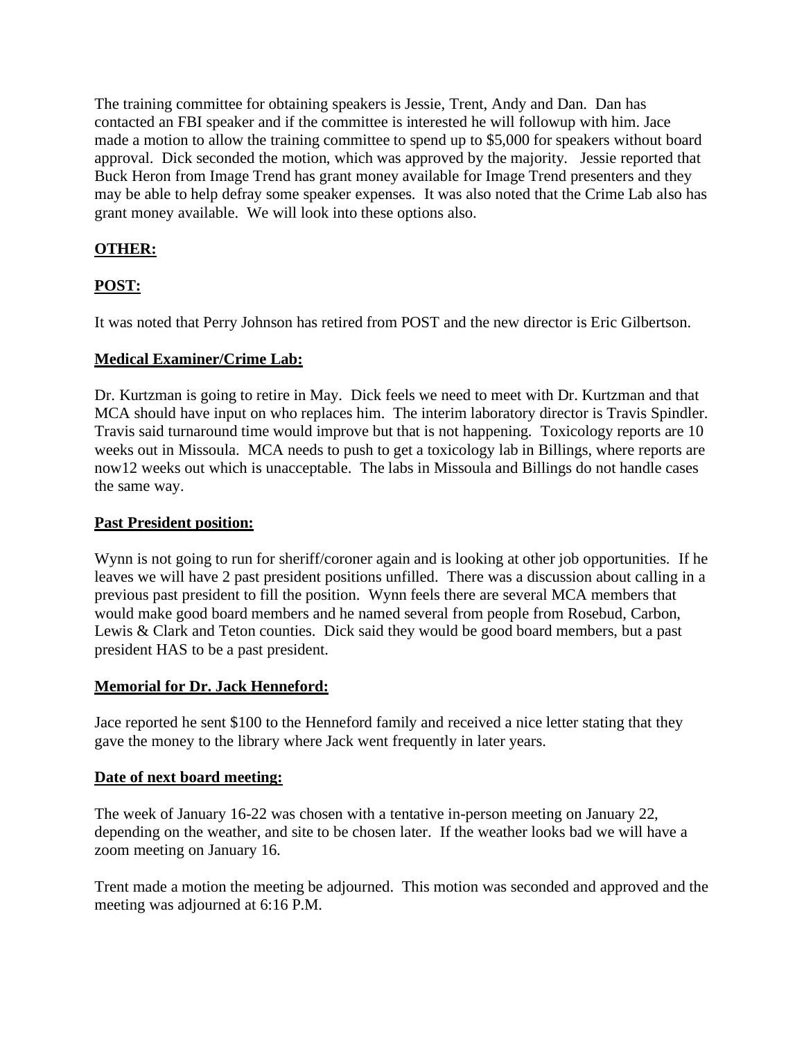The training committee for obtaining speakers is Jessie, Trent, Andy and Dan. Dan has contacted an FBI speaker and if the committee is interested he will followup with him. Jace made a motion to allow the training committee to spend up to $5,000 for speakers without board approval. Dick seconded the motion, which was approved by the majority. Jessie reported that Buck Heron from Image Trend has grant money available for Image Trend presenters and they may be able to help defray some speaker expenses. It was also noted that the Crime Lab also has grant money available. We will look into these options also.

**OTHER:**

**POST:**

It was noted that Perry Johnson has retired from POST and the new director is Eric Gilbertson.

**Medical Examiner/Crime Lab:**

Dr. Kurtzman is going to retire in May. Dick feels we need to meet with Dr. Kurtzman and that MCA should have input on who replaces him. The interim laboratory director is Travis Spindler. Travis said turnaround time would improve but that is not happening. Toxicology reports are 10 weeks out in Missoula. MCA needs to push to get a toxicology lab in Billings, where reports are now12 weeks out which is unacceptable. The labs in Missoula and Billings do not handle cases the same way.

**Past President position:**

Wynn is not going to run for sheriff/coroner again and is looking at other job opportunities. If he leaves we will have 2 past president positions unfilled. There was a discussion about calling in a previous past president to fill the position. Wynn feels there are several MCA members that would make good board members and he named several from people from Rosebud, Carbon, Lewis & Clark and Teton counties. Dick said they would be good board members, but a past president HAS to be a past president.

**Memorial for Dr. Jack Henneford:**

Jace reported he sent $100 to the Henneford family and received a nice letter stating that they gave the money to the library where Jack went frequently in later years.

**Date of next board meeting:**

The week of January 16-22 was chosen with a tentative in-person meeting on January 22, depending on the weather, and site to be chosen later. If the weather looks bad we will have a zoom meeting on January 16.

Trent made a motion the meeting be adjourned. This motion was seconded and approved and the meeting was adjourned at 6:16 P.M.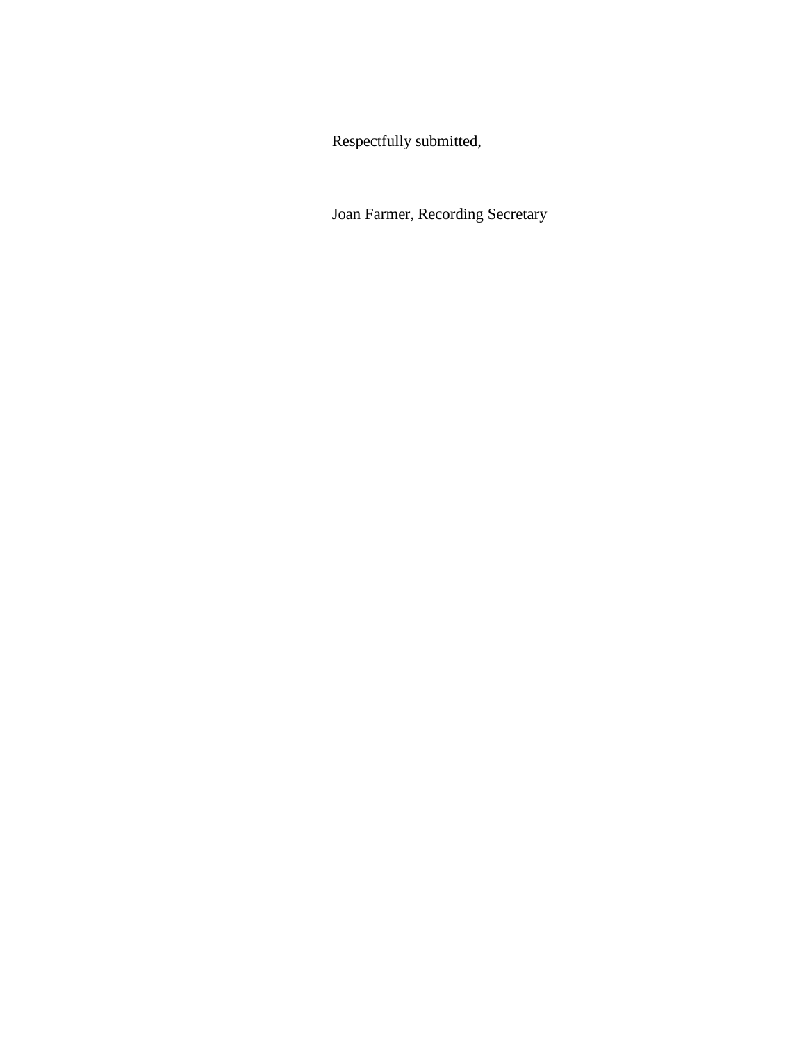Respectfully submitted,

Joan Farmer, Recording Secretary